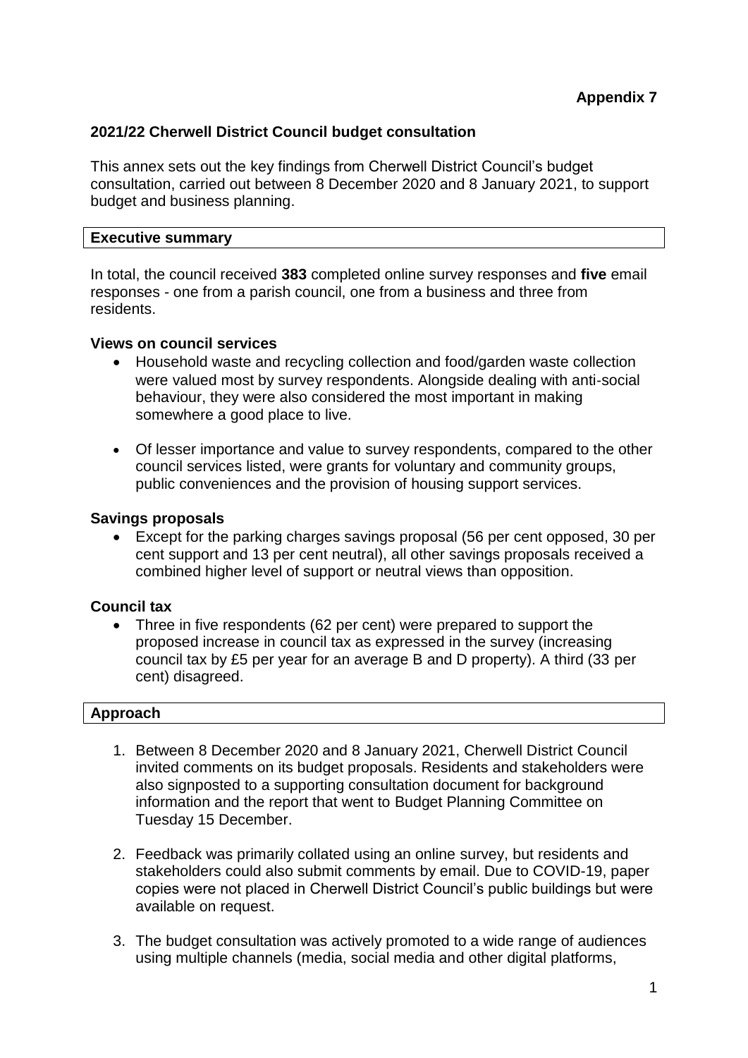**Appendix 7**

## 2021/22 Cherwell District Council budget consultation

This annex sets out the key findings from Cherwell District Council's budget consultation, carried out between 8 December 2020 and 8 January 2021, to support budget and business planning.

### Executive summary

In total, the council received **383** completed online survey responses and **five** email responses - one from a parish council, one from a business and three from residents.

**Views on council services**

- Household waste and recycling collection and food/garden waste collection were valued most by survey respondents. Alongside dealing with anti-social behaviour, they were also considered the most important in making somewhere a good place to live.
- Of lesser importance and value to survey respondents, compared to the other council services listed, were grants for voluntary and community groups, public conveniences and the provision of housing support services.

**Savings proposals**

- Except for the parking charges savings proposal (56 per cent opposed, 30 per cent support and 13 per cent neutral), all other savings proposals received a combined higher level of support or neutral views than opposition.

**Council tax**

- Three in five respondents (62 per cent) were prepared to support the proposed increase in council tax as expressed in the survey (increasing council tax by £5 per year for an average B and D property). A third (33 per cent) disagreed.

### Approach

1. Between 8 December 2020 and 8 January 2021, Cherwell District Council invited comments on its budget proposals. Residents and stakeholders were also signposted to a supporting consultation document for background information and the report that went to Budget Planning Committee on Tuesday 15 December.
2. Feedback was primarily collated using an online survey, but residents and stakeholders could also submit comments by email. Due to COVID-19, paper copies were not placed in Cherwell District Council's public buildings but were available on request.
3. The budget consultation was actively promoted to a wide range of audiences using multiple channels (media, social media and other digital platforms,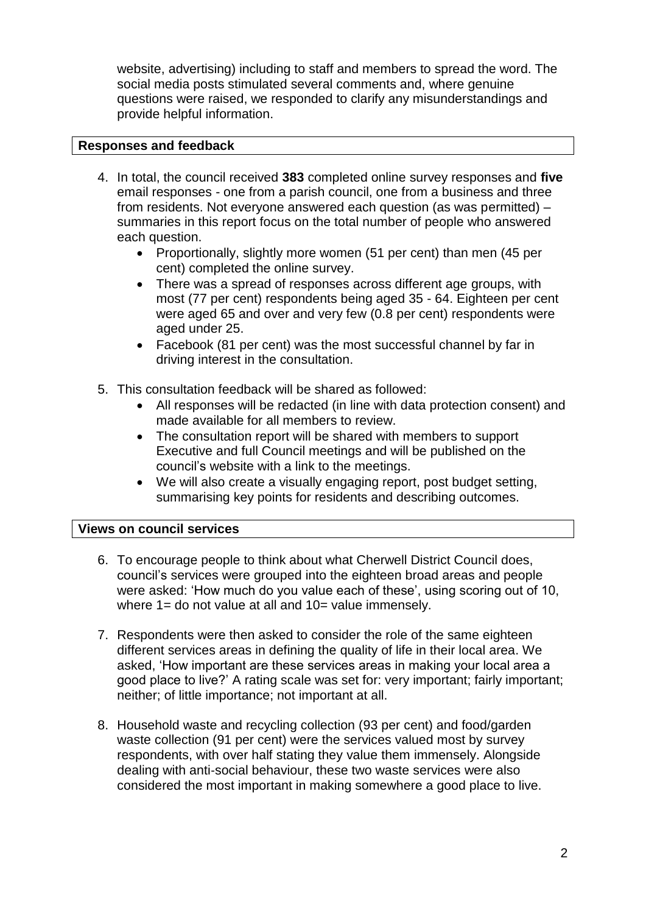website, advertising) including to staff and members to spread the word. The social media posts stimulated several comments and, where genuine questions were raised, we responded to clarify any misunderstandings and provide helpful information.

## Responses and feedback

4. In total, the council received **383** completed online survey responses and **five** email responses - one from a parish council, one from a business and three from residents. Not everyone answered each question (as was permitted) – summaries in this report focus on the total number of people who answered each question.
   - Proportionally, slightly more women (51 per cent) than men (45 per cent) completed the online survey.
   - There was a spread of responses across different age groups, with most (77 per cent) respondents being aged 35 - 64. Eighteen per cent were aged 65 and over and very few (0.8 per cent) respondents were aged under 25.
   - Facebook (81 per cent) was the most successful channel by far in driving interest in the consultation.

5. This consultation feedback will be shared as followed:
   - All responses will be redacted (in line with data protection consent) and made available for all members to review.
   - The consultation report will be shared with members to support Executive and full Council meetings and will be published on the council's website with a link to the meetings.
   - We will also create a visually engaging report, post budget setting, summarising key points for residents and describing outcomes.

## Views on council services

6. To encourage people to think about what Cherwell District Council does, council's services were grouped into the eighteen broad areas and people were asked: 'How much do you value each of these', using scoring out of 10, where 1= do not value at all and 10= value immensely.

7. Respondents were then asked to consider the role of the same eighteen different services areas in defining the quality of life in their local area. We asked, 'How important are these services areas in making your local area a good place to live?' A rating scale was set for: very important; fairly important; neither; of little importance; not important at all.

8. Household waste and recycling collection (93 per cent) and food/garden waste collection (91 per cent) were the services valued most by survey respondents, with over half stating they value them immensely. Alongside dealing with anti-social behaviour, these two waste services were also considered the most important in making somewhere a good place to live.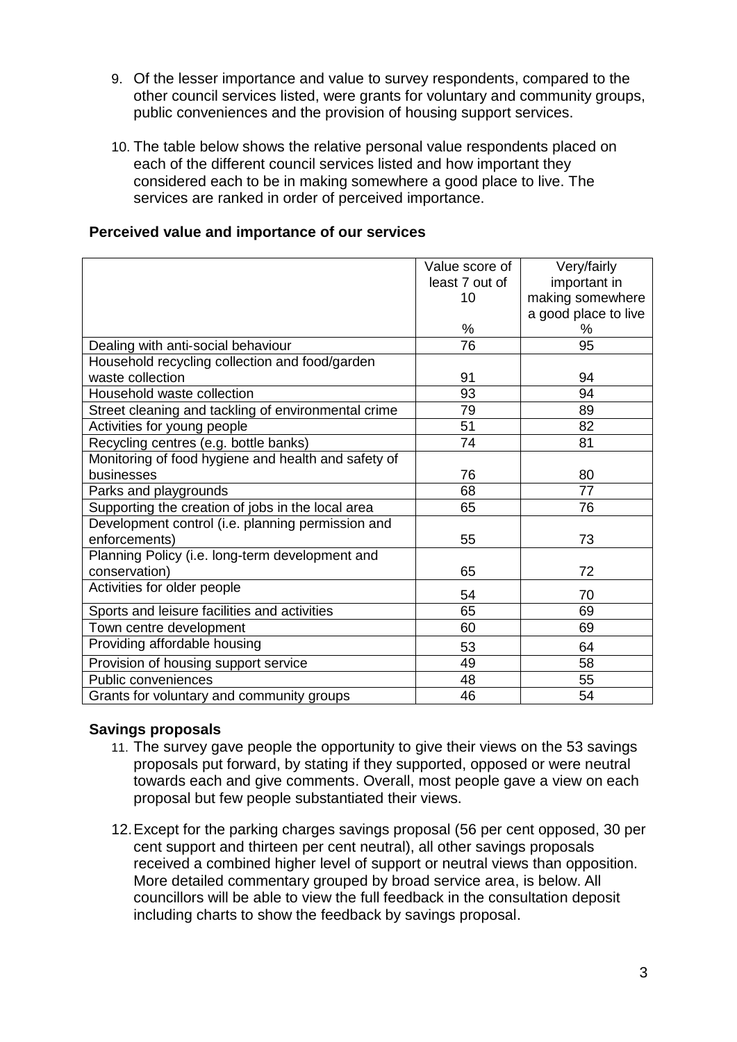9. Of the lesser importance and value to survey respondents, compared to the other council services listed, were grants for voluntary and community groups, public conveniences and the provision of housing support services.

10. The table below shows the relative personal value respondents placed on each of the different council services listed and how important they considered each to be in making somewhere a good place to live. The services are ranked in order of perceived importance.

**Perceived value and importance of our services**

| | Value score of least 7 out of 10<br>% | Very/fairly important in making somewhere a good place to live<br>% |
|---|---|---|
| Dealing with anti-social behaviour | 76 | 95 |
| Household recycling collection and food/garden waste collection | 91 | 94 |
| Household waste collection | 93 | 94 |
| Street cleaning and tackling of environmental crime | 79 | 89 |
| Activities for young people | 51 | 82 |
| Recycling centres (e.g. bottle banks) | 74 | 81 |
| Monitoring of food hygiene and health and safety of businesses | 76 | 80 |
| Parks and playgrounds | 68 | 77 |
| Supporting the creation of jobs in the local area | 65 | 76 |
| Development control (i.e. planning permission and enforcements) | 55 | 73 |
| Planning Policy (i.e. long-term development and conservation) | 65 | 72 |
| Activities for older people | 54 | 70 |
| Sports and leisure facilities and activities | 65 | 69 |
| Town centre development | 60 | 69 |
| Providing affordable housing | 53 | 64 |
| Provision of housing support service | 49 | 58 |
| Public conveniences | 48 | 55 |
| Grants for voluntary and community groups | 46 | 54 |

**Savings proposals**

11. The survey gave people the opportunity to give their views on the 53 savings proposals put forward, by stating if they supported, opposed or were neutral towards each and give comments. Overall, most people gave a view on each proposal but few people substantiated their views.

12. Except for the parking charges savings proposal (56 per cent opposed, 30 per cent support and thirteen per cent neutral), all other savings proposals received a combined higher level of support or neutral views than opposition. More detailed commentary grouped by broad service area, is below. All councillors will be able to view the full feedback in the consultation deposit including charts to show the feedback by savings proposal.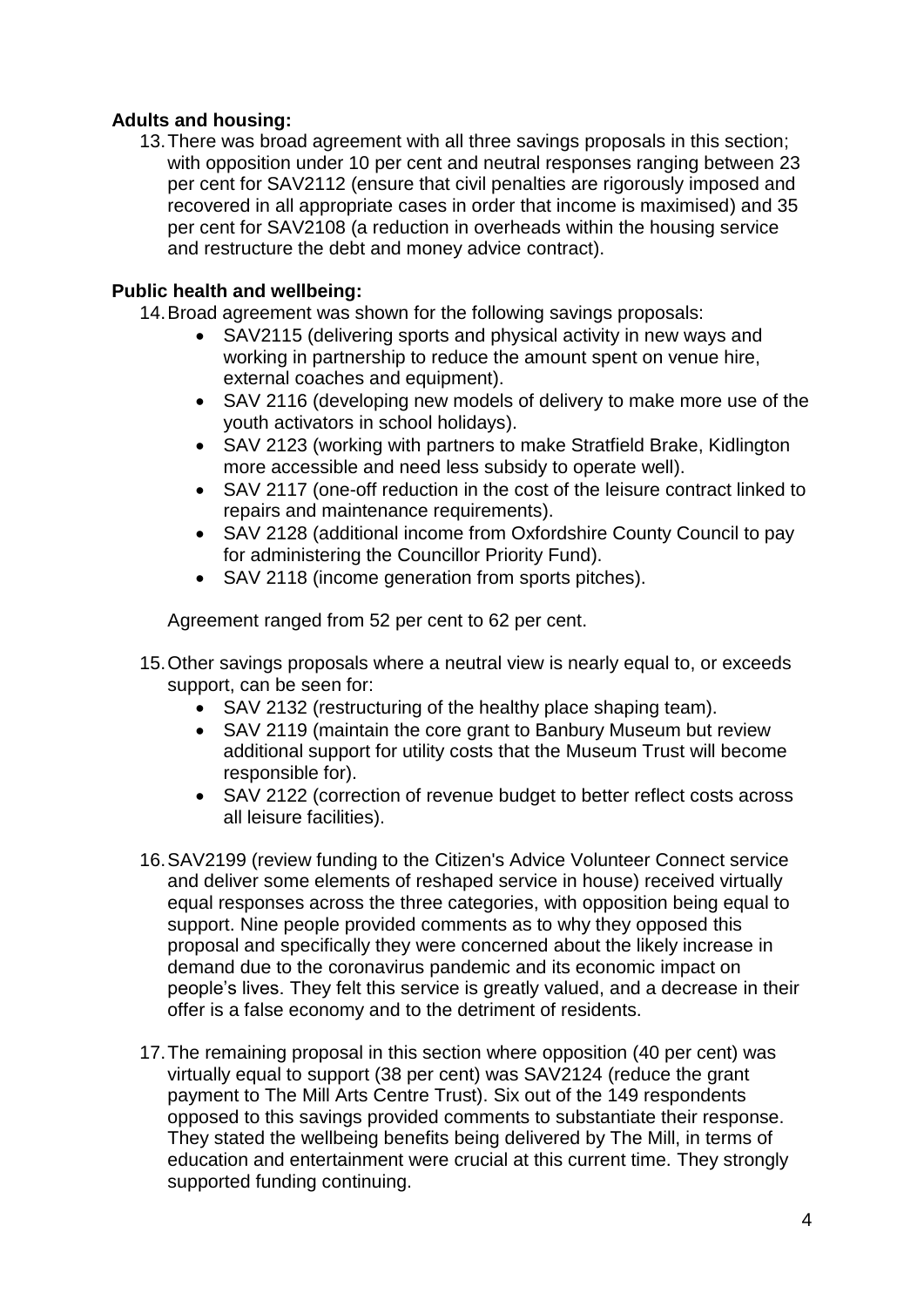**Adults and housing:**

13. There was broad agreement with all three savings proposals in this section; with opposition under 10 per cent and neutral responses ranging between 23 per cent for SAV2112 (ensure that civil penalties are rigorously imposed and recovered in all appropriate cases in order that income is maximised) and 35 per cent for SAV2108 (a reduction in overheads within the housing service and restructure the debt and money advice contract).

**Public health and wellbeing:**

14. Broad agreement was shown for the following savings proposals:
    - SAV2115 (delivering sports and physical activity in new ways and working in partnership to reduce the amount spent on venue hire, external coaches and equipment).
    - SAV 2116 (developing new models of delivery to make more use of the youth activators in school holidays).
    - SAV 2123 (working with partners to make Stratfield Brake, Kidlington more accessible and need less subsidy to operate well).
    - SAV 2117 (one-off reduction in the cost of the leisure contract linked to repairs and maintenance requirements).
    - SAV 2128 (additional income from Oxfordshire County Council to pay for administering the Councillor Priority Fund).
    - SAV 2118 (income generation from sports pitches).

    Agreement ranged from 52 per cent to 62 per cent.

15. Other savings proposals where a neutral view is nearly equal to, or exceeds support, can be seen for:
    - SAV 2132 (restructuring of the healthy place shaping team).
    - SAV 2119 (maintain the core grant to Banbury Museum but review additional support for utility costs that the Museum Trust will become responsible for).
    - SAV 2122 (correction of revenue budget to better reflect costs across all leisure facilities).

16. SAV2199 (review funding to the Citizen's Advice Volunteer Connect service and deliver some elements of reshaped service in house) received virtually equal responses across the three categories, with opposition being equal to support. Nine people provided comments as to why they opposed this proposal and specifically they were concerned about the likely increase in demand due to the coronavirus pandemic and its economic impact on people's lives. They felt this service is greatly valued, and a decrease in their offer is a false economy and to the detriment of residents.

17. The remaining proposal in this section where opposition (40 per cent) was virtually equal to support (38 per cent) was SAV2124 (reduce the grant payment to The Mill Arts Centre Trust). Six out of the 149 respondents opposed to this savings provided comments to substantiate their response. They stated the wellbeing benefits being delivered by The Mill, in terms of education and entertainment were crucial at this current time. They strongly supported funding continuing.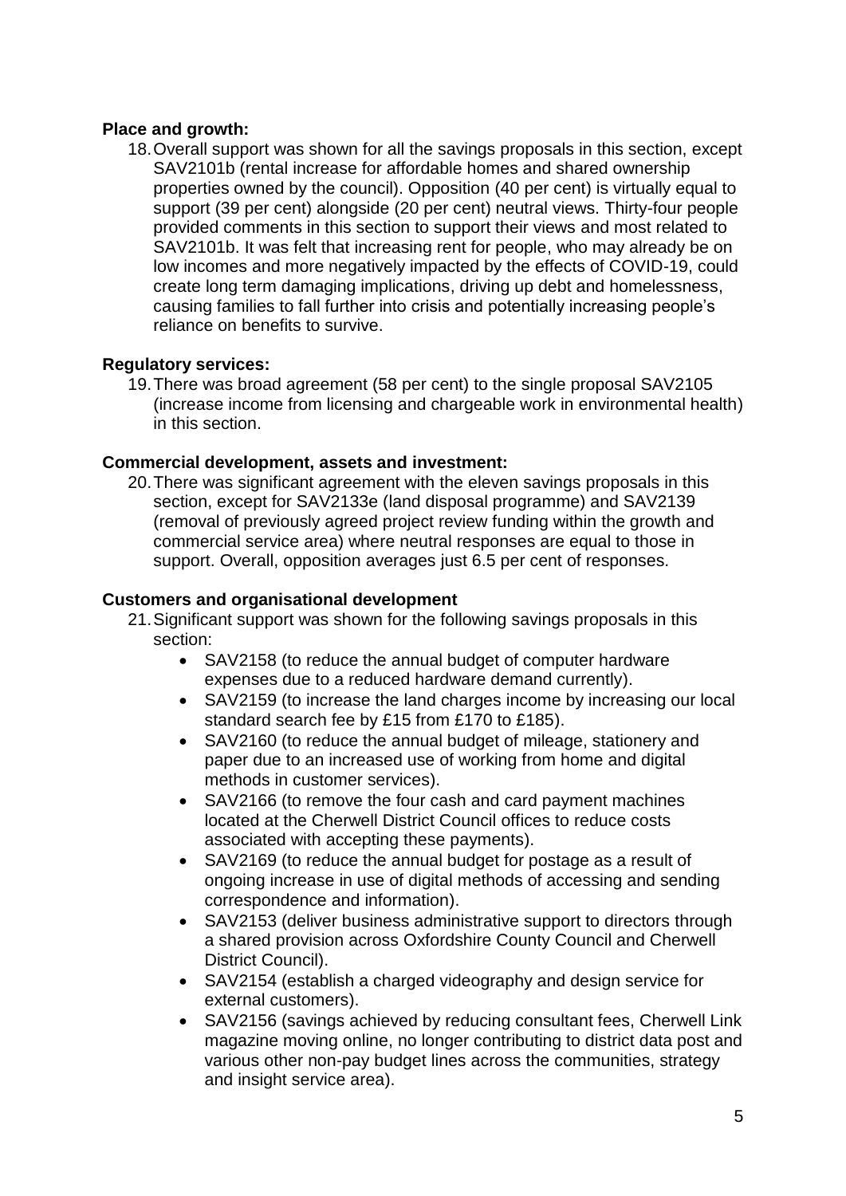**Place and growth:**

18. Overall support was shown for all the savings proposals in this section, except SAV2101b (rental increase for affordable homes and shared ownership properties owned by the council). Opposition (40 per cent) is virtually equal to support (39 per cent) alongside (20 per cent) neutral views. Thirty-four people provided comments in this section to support their views and most related to SAV2101b. It was felt that increasing rent for people, who may already be on low incomes and more negatively impacted by the effects of COVID-19, could create long term damaging implications, driving up debt and homelessness, causing families to fall further into crisis and potentially increasing people's reliance on benefits to survive.

**Regulatory services:**

19. There was broad agreement (58 per cent) to the single proposal SAV2105 (increase income from licensing and chargeable work in environmental health) in this section.

**Commercial development, assets and investment:**

20. There was significant agreement with the eleven savings proposals in this section, except for SAV2133e (land disposal programme) and SAV2139 (removal of previously agreed project review funding within the growth and commercial service area) where neutral responses are equal to those in support. Overall, opposition averages just 6.5 per cent of responses.

**Customers and organisational development**

21. Significant support was shown for the following savings proposals in this section:
    - SAV2158 (to reduce the annual budget of computer hardware expenses due to a reduced hardware demand currently).
    - SAV2159 (to increase the land charges income by increasing our local standard search fee by £15 from £170 to £185).
    - SAV2160 (to reduce the annual budget of mileage, stationery and paper due to an increased use of working from home and digital methods in customer services).
    - SAV2166 (to remove the four cash and card payment machines located at the Cherwell District Council offices to reduce costs associated with accepting these payments).
    - SAV2169 (to reduce the annual budget for postage as a result of ongoing increase in use of digital methods of accessing and sending correspondence and information).
    - SAV2153 (deliver business administrative support to directors through a shared provision across Oxfordshire County Council and Cherwell District Council).
    - SAV2154 (establish a charged videography and design service for external customers).
    - SAV2156 (savings achieved by reducing consultant fees, Cherwell Link magazine moving online, no longer contributing to district data post and various other non-pay budget lines across the communities, strategy and insight service area).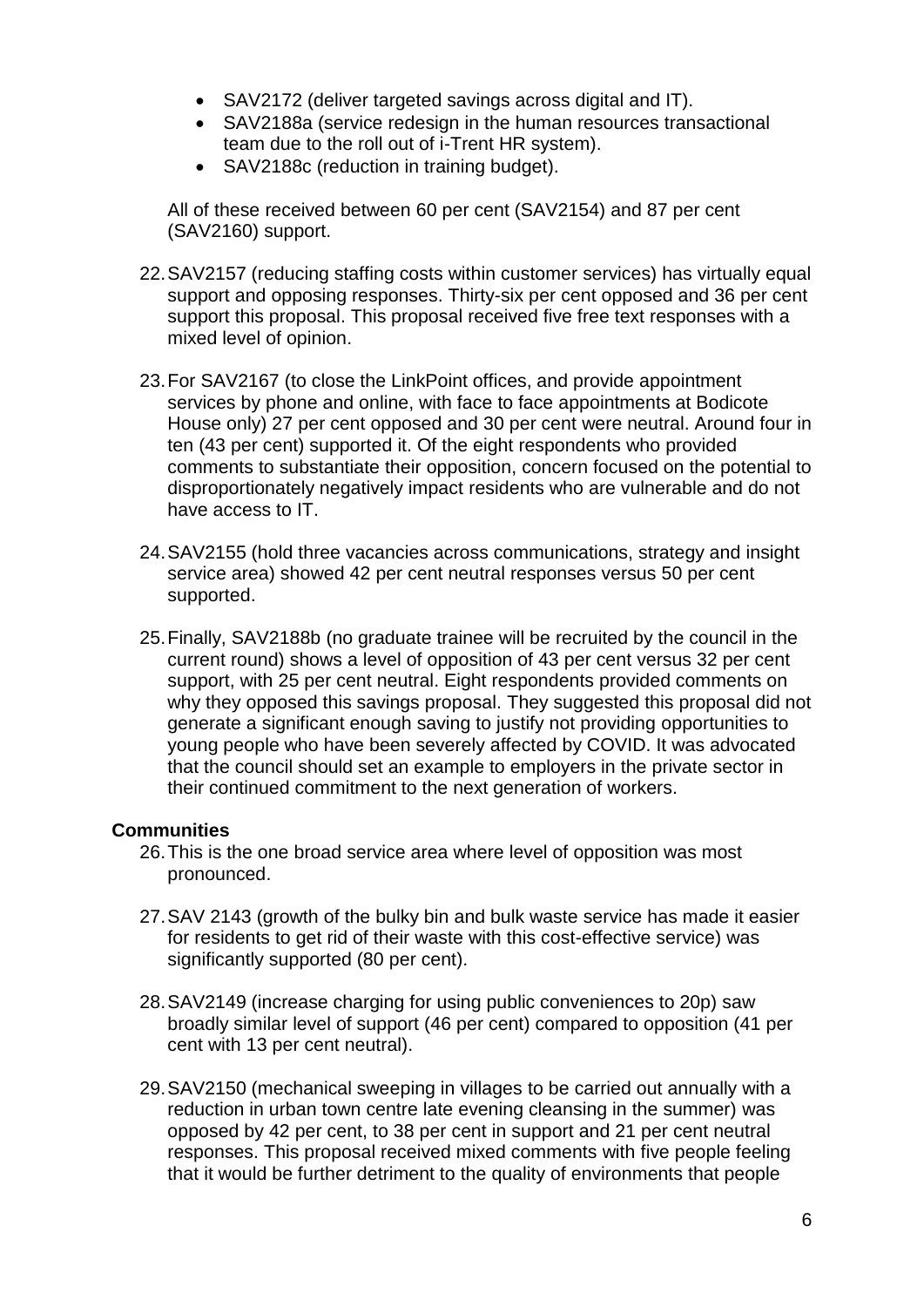- SAV2172 (deliver targeted savings across digital and IT).
- SAV2188a (service redesign in the human resources transactional team due to the roll out of i-Trent HR system).
- SAV2188c (reduction in training budget).

All of these received between 60 per cent (SAV2154) and 87 per cent (SAV2160) support.

22. SAV2157 (reducing staffing costs within customer services) has virtually equal support and opposing responses. Thirty-six per cent opposed and 36 per cent support this proposal. This proposal received five free text responses with a mixed level of opinion.

23. For SAV2167 (to close the LinkPoint offices, and provide appointment services by phone and online, with face to face appointments at Bodicote House only) 27 per cent opposed and 30 per cent were neutral. Around four in ten (43 per cent) supported it. Of the eight respondents who provided comments to substantiate their opposition, concern focused on the potential to disproportionately negatively impact residents who are vulnerable and do not have access to IT.

24. SAV2155 (hold three vacancies across communications, strategy and insight service area) showed 42 per cent neutral responses versus 50 per cent supported.

25. Finally, SAV2188b (no graduate trainee will be recruited by the council in the current round) shows a level of opposition of 43 per cent versus 32 per cent support, with 25 per cent neutral. Eight respondents provided comments on why they opposed this savings proposal. They suggested this proposal did not generate a significant enough saving to justify not providing opportunities to young people who have been severely affected by COVID. It was advocated that the council should set an example to employers in the private sector in their continued commitment to the next generation of workers.

**Communities**

26. This is the one broad service area where level of opposition was most pronounced.

27. SAV 2143 (growth of the bulky bin and bulk waste service has made it easier for residents to get rid of their waste with this cost-effective service) was significantly supported (80 per cent).

28. SAV2149 (increase charging for using public conveniences to 20p) saw broadly similar level of support (46 per cent) compared to opposition (41 per cent with 13 per cent neutral).

29. SAV2150 (mechanical sweeping in villages to be carried out annually with a reduction in urban town centre late evening cleansing in the summer) was opposed by 42 per cent, to 38 per cent in support and 21 per cent neutral responses. This proposal received mixed comments with five people feeling that it would be further detriment to the quality of environments that people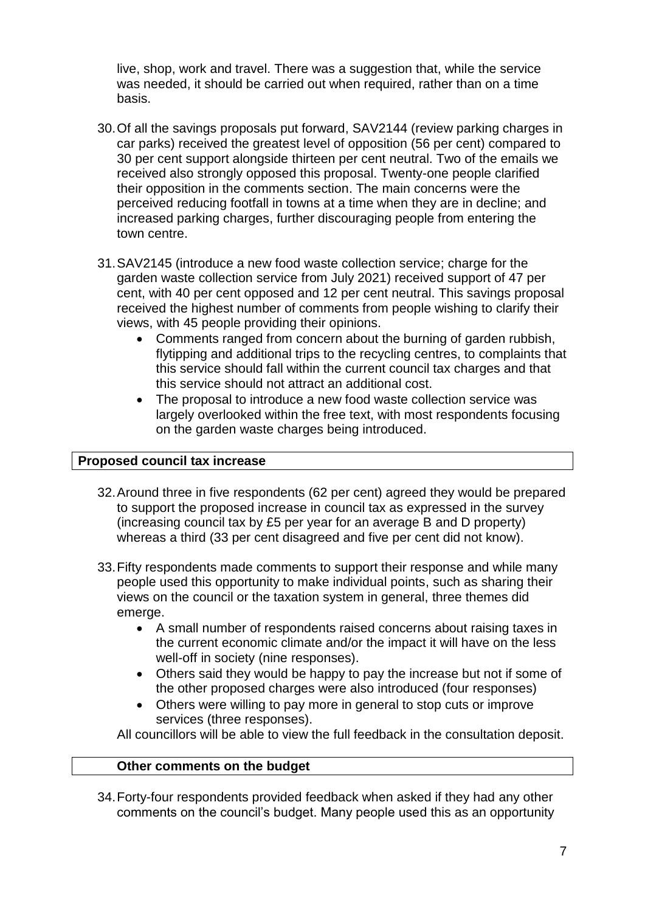live, shop, work and travel. There was a suggestion that, while the service was needed, it should be carried out when required, rather than on a time basis.

30. Of all the savings proposals put forward, SAV2144 (review parking charges in car parks) received the greatest level of opposition (56 per cent) compared to 30 per cent support alongside thirteen per cent neutral. Two of the emails we received also strongly opposed this proposal. Twenty-one people clarified their opposition in the comments section. The main concerns were the perceived reducing footfall in towns at a time when they are in decline; and increased parking charges, further discouraging people from entering the town centre.

31. SAV2145 (introduce a new food waste collection service; charge for the garden waste collection service from July 2021) received support of 47 per cent, with 40 per cent opposed and 12 per cent neutral. This savings proposal received the highest number of comments from people wishing to clarify their views, with 45 people providing their opinions.
    - Comments ranged from concern about the burning of garden rubbish, flytipping and additional trips to the recycling centres, to complaints that this service should fall within the current council tax charges and that this service should not attract an additional cost.
    - The proposal to introduce a new food waste collection service was largely overlooked within the free text, with most respondents focusing on the garden waste charges being introduced.

**Proposed council tax increase**

32. Around three in five respondents (62 per cent) agreed they would be prepared to support the proposed increase in council tax as expressed in the survey (increasing council tax by £5 per year for an average B and D property) whereas a third (33 per cent disagreed and five per cent did not know).

33. Fifty respondents made comments to support their response and while many people used this opportunity to make individual points, such as sharing their views on the council or the taxation system in general, three themes did emerge.
    - A small number of respondents raised concerns about raising taxes in the current economic climate and/or the impact it will have on the less well-off in society (nine responses).
    - Others said they would be happy to pay the increase but not if some of the other proposed charges were also introduced (four responses)
    - Others were willing to pay more in general to stop cuts or improve services (three responses).

    All councillors will be able to view the full feedback in the consultation deposit.

**Other comments on the budget**

34. Forty-four respondents provided feedback when asked if they had any other comments on the council's budget. Many people used this as an opportunity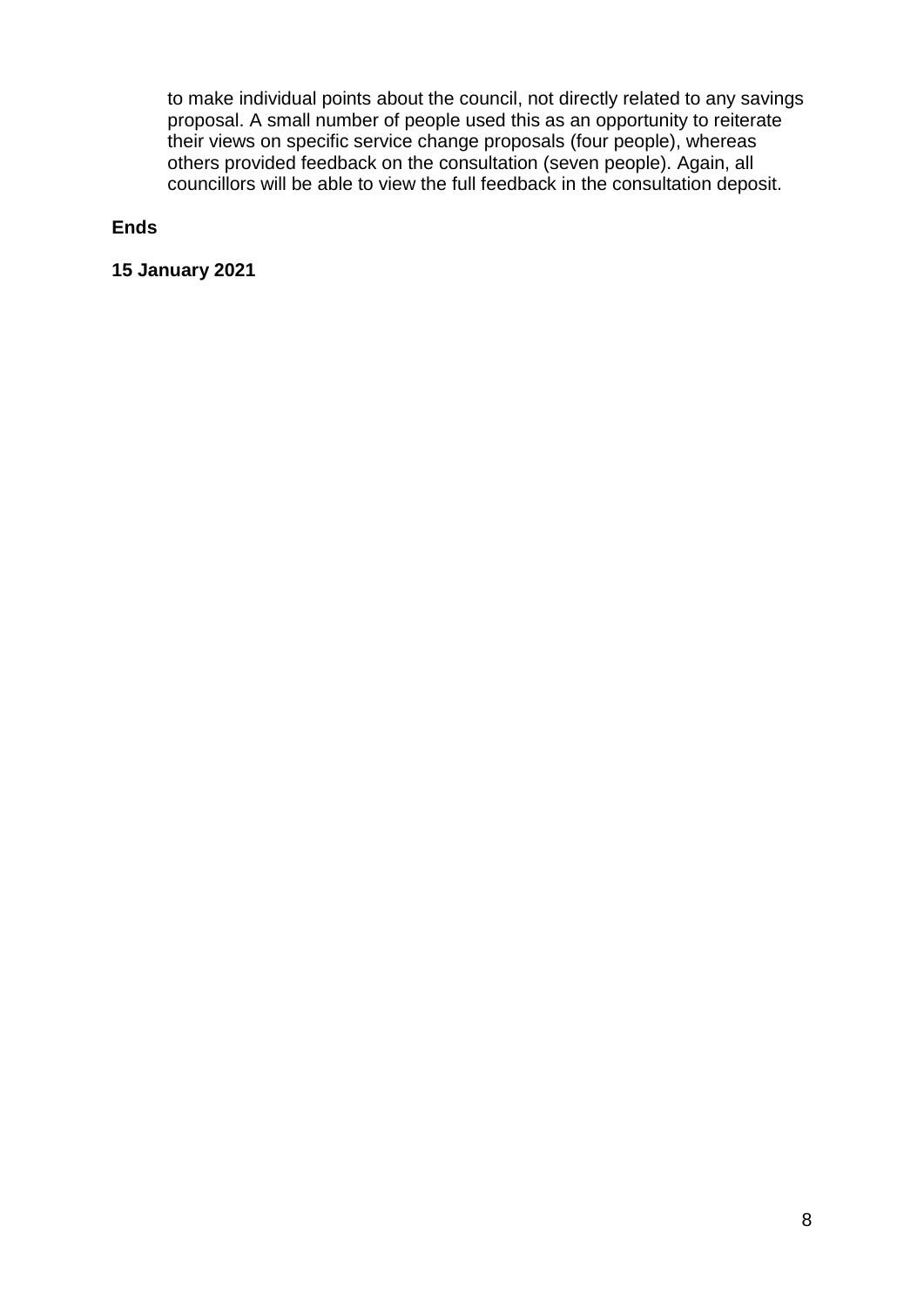to make individual points about the council, not directly related to any savings proposal. A small number of people used this as an opportunity to reiterate their views on specific service change proposals (four people), whereas others provided feedback on the consultation (seven people). Again, all councillors will be able to view the full feedback in the consultation deposit.

**Ends**

**15 January 2021**